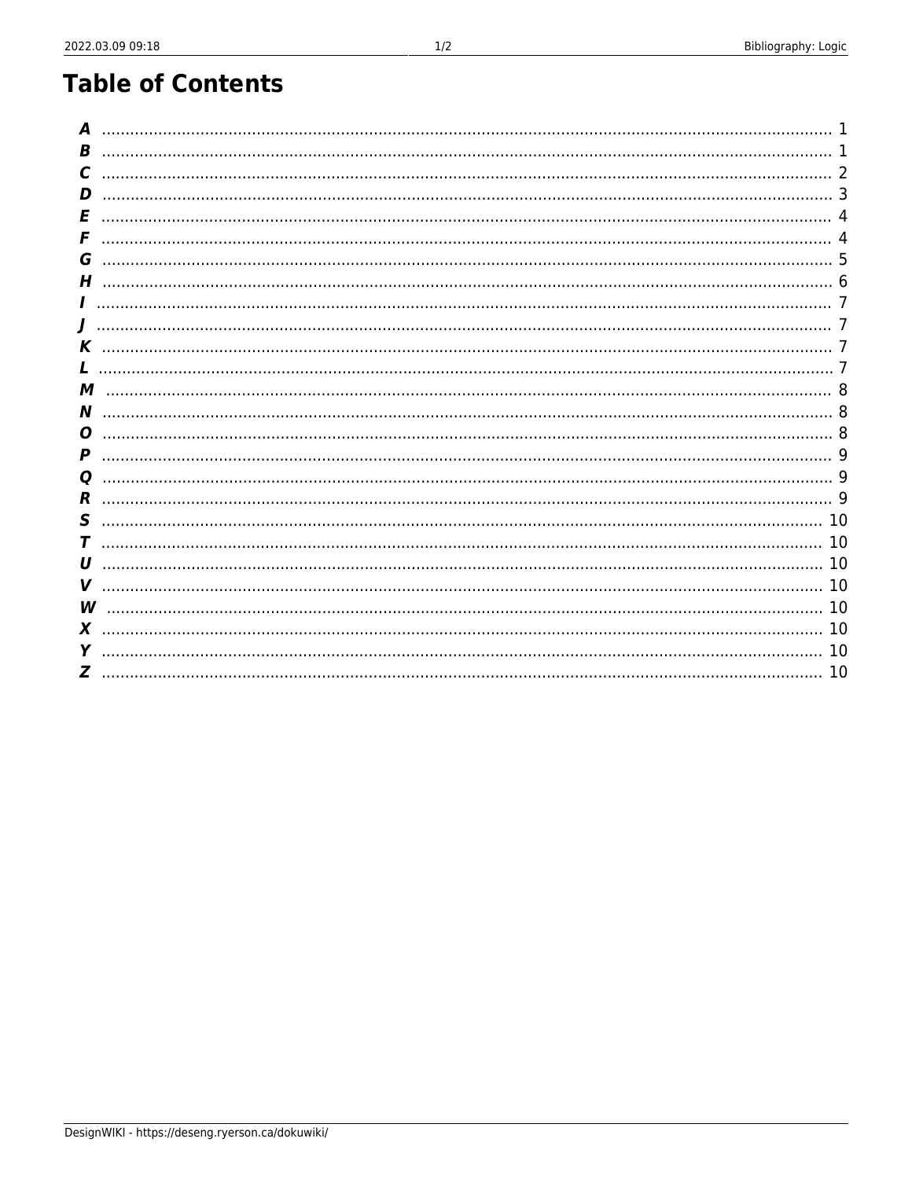# Table of Contents

| | |
|---|---|
| *A* | 1 |
| *B* | 1 |
| *C* | 2 |
| *D* | 3 |
| *E* | 4 |
| *F* | 4 |
| *G* | 5 |
| *H* | 6 |
| *I* | 7 |
| *J* | 7 |
| *K* | 7 |
| *L* | 7 |
| *M* | 8 |
| *N* | 8 |
| *O* | 8 |
| *P* | 9 |
| *Q* | 9 |
| *R* | 9 |
| *S* | 10 |
| *T* | 10 |
| *U* | 10 |
| *V* | 10 |
| *W* | 10 |
| *X* | 10 |
| *Y* | 10 |
| *Z* | 10 |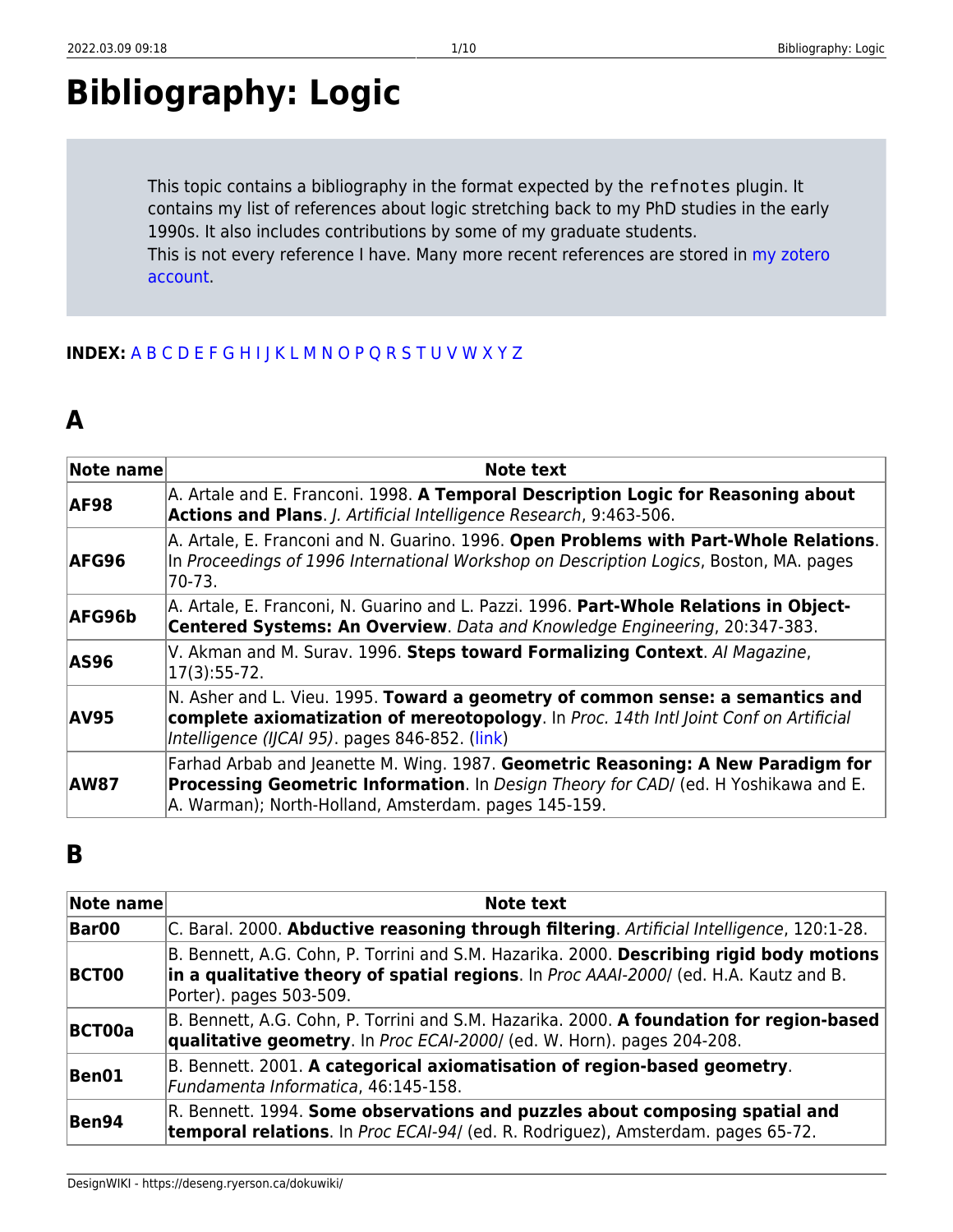# Bibliography: Logic

This topic contains a bibliography in the format expected by the `refnotes` plugin. It contains my list of references about logic stretching back to my PhD studies in the early 1990s. It also includes contributions by some of my graduate students.
This is not every reference I have. Many more recent references are stored in [my zotero account](#).

**INDEX:** A B C D E F G H I J K L M N O P Q R S T U V W X Y Z

## A

| Note name | Note text |
|---|---|
| **AF98** | A. Artale and E. Franconi. 1998. **A Temporal Description Logic for Reasoning about Actions and Plans**. *J. Artificial Intelligence Research*, 9:463-506. |
| **AFG96** | A. Artale, E. Franconi and N. Guarino. 1996. **Open Problems with Part-Whole Relations**. In *Proceedings of 1996 International Workshop on Description Logics*, Boston, MA. pages 70-73. |
| **AFG96b** | A. Artale, E. Franconi, N. Guarino and L. Pazzi. 1996. **Part-Whole Relations in Object-Centered Systems: An Overview**. *Data and Knowledge Engineering*, 20:347-383. |
| **AS96** | V. Akman and M. Surav. 1996. **Steps toward Formalizing Context**. *AI Magazine*, 17(3):55-72. |
| **AV95** | N. Asher and L. Vieu. 1995. **Toward a geometry of common sense: a semantics and complete axiomatization of mereotopology**. In *Proc. 14th Intl Joint Conf on Artificial Intelligence (IJCAI 95)*. pages 846-852. (link) |
| **AW87** | Farhad Arbab and Jeanette M. Wing. 1987. **Geometric Reasoning: A New Paradigm for Processing Geometric Information**. In *Design Theory for CAD/* (ed. H Yoshikawa and E. A. Warman); North-Holland, Amsterdam. pages 145-159. |

## B

| Note name | Note text |
|---|---|
| **Bar00** | C. Baral. 2000. **Abductive reasoning through filtering**. *Artificial Intelligence*, 120:1-28. |
| **BCT00** | B. Bennett, A.G. Cohn, P. Torrini and S.M. Hazarika. 2000. **Describing rigid body motions in a qualitative theory of spatial regions**. In *Proc AAAI-2000/* (ed. H.A. Kautz and B. Porter). pages 503-509. |
| **BCT00a** | B. Bennett, A.G. Cohn, P. Torrini and S.M. Hazarika. 2000. **A foundation for region-based qualitative geometry**. In *Proc ECAI-2000/* (ed. W. Horn). pages 204-208. |
| **Ben01** | B. Bennett. 2001. **A categorical axiomatisation of region-based geometry**. *Fundamenta Informatica*, 46:145-158. |
| **Ben94** | R. Bennett. 1994. **Some observations and puzzles about composing spatial and temporal relations**. In *Proc ECAI-94/* (ed. R. Rodriguez), Amsterdam. pages 65-72. |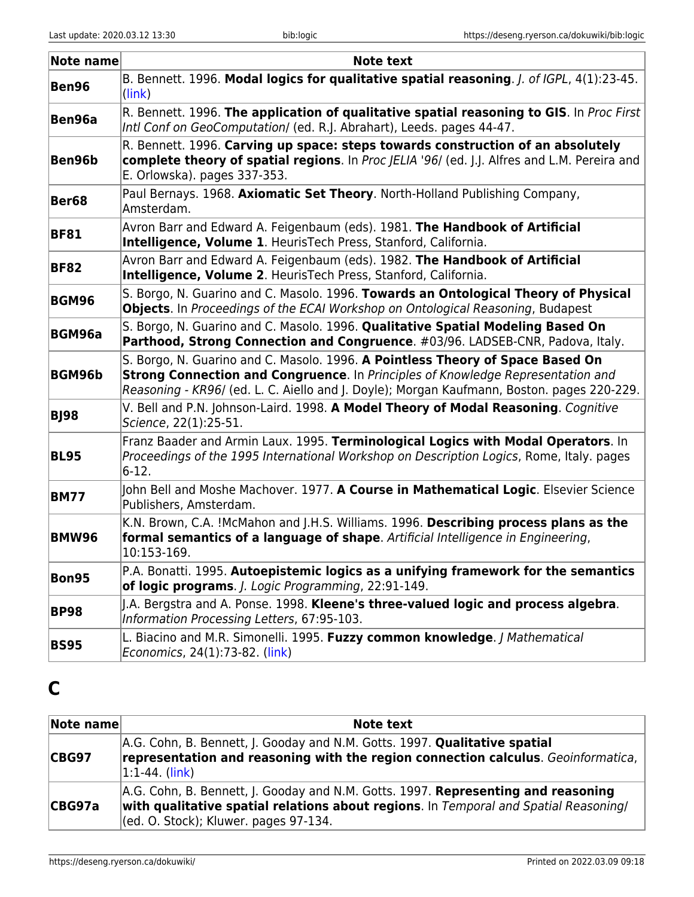| Note name | Note text |
| --- | --- |
| **Ben96** | B. Bennett. 1996. **Modal logics for qualitative spatial reasoning**. *J. of IGPL*, 4(1):23-45. (link) |
| **Ben96a** | R. Bennett. 1996. **The application of qualitative spatial reasoning to GIS**. In *Proc First Intl Conf on GeoComputation*/ (ed. R.J. Abrahart), Leeds. pages 44-47. |
| **Ben96b** | R. Bennett. 1996. **Carving up space: steps towards construction of an absolutely complete theory of spatial regions**. In *Proc JELIA '96*/ (ed. J.J. Alfres and L.M. Pereira and E. Orlowska). pages 337-353. |
| **Ber68** | Paul Bernays. 1968. **Axiomatic Set Theory**. North-Holland Publishing Company, Amsterdam. |
| **BF81** | Avron Barr and Edward A. Feigenbaum (eds). 1981. **The Handbook of Artificial Intelligence, Volume 1**. HeurisTech Press, Stanford, California. |
| **BF82** | Avron Barr and Edward A. Feigenbaum (eds). 1982. **The Handbook of Artificial Intelligence, Volume 2**. HeurisTech Press, Stanford, California. |
| **BGM96** | S. Borgo, N. Guarino and C. Masolo. 1996. **Towards an Ontological Theory of Physical Objects**. In *Proceedings of the ECAI Workshop on Ontological Reasoning*, Budapest |
| **BGM96a** | S. Borgo, N. Guarino and C. Masolo. 1996. **Qualitative Spatial Modeling Based On Parthood, Strong Connection and Congruence**. #03/96. LADSEB-CNR, Padova, Italy. |
| **BGM96b** | S. Borgo, N. Guarino and C. Masolo. 1996. **A Pointless Theory of Space Based On Strong Connection and Congruence**. In *Principles of Knowledge Representation and Reasoning - KR96*/ (ed. L. C. Aiello and J. Doyle); Morgan Kaufmann, Boston. pages 220-229. |
| **BJ98** | V. Bell and P.N. Johnson-Laird. 1998. **A Model Theory of Modal Reasoning**. *Cognitive Science*, 22(1):25-51. |
| **BL95** | Franz Baader and Armin Laux. 1995. **Terminological Logics with Modal Operators**. In *Proceedings of the 1995 International Workshop on Description Logics*, Rome, Italy. pages 6-12. |
| **BM77** | John Bell and Moshe Machover. 1977. **A Course in Mathematical Logic**. Elsevier Science Publishers, Amsterdam. |
| **BMW96** | K.N. Brown, C.A. !McMahon and J.H.S. Williams. 1996. **Describing process plans as the formal semantics of a language of shape**. *Artificial Intelligence in Engineering*, 10:153-169. |
| **Bon95** | P.A. Bonatti. 1995. **Autoepistemic logics as a unifying framework for the semantics of logic programs**. *J. Logic Programming*, 22:91-149. |
| **BP98** | J.A. Bergstra and A. Ponse. 1998. **Kleene's three-valued logic and process algebra**. *Information Processing Letters*, 67:95-103. |
| **BS95** | L. Biacino and M.R. Simonelli. 1995. **Fuzzy common knowledge**. *J Mathematical Economics*, 24(1):73-82. (link) |

## C

| Note name | Note text |
| --- | --- |
| **CBG97** | A.G. Cohn, B. Bennett, J. Gooday and N.M. Gotts. 1997. **Qualitative spatial representation and reasoning with the region connection calculus**. *Geoinformatica*, 1:1-44. (link) |
| **CBG97a** | A.G. Cohn, B. Bennett, J. Gooday and N.M. Gotts. 1997. **Representing and reasoning with qualitative spatial relations about regions**. In *Temporal and Spatial Reasoning*/ (ed. O. Stock); Kluwer. pages 97-134. |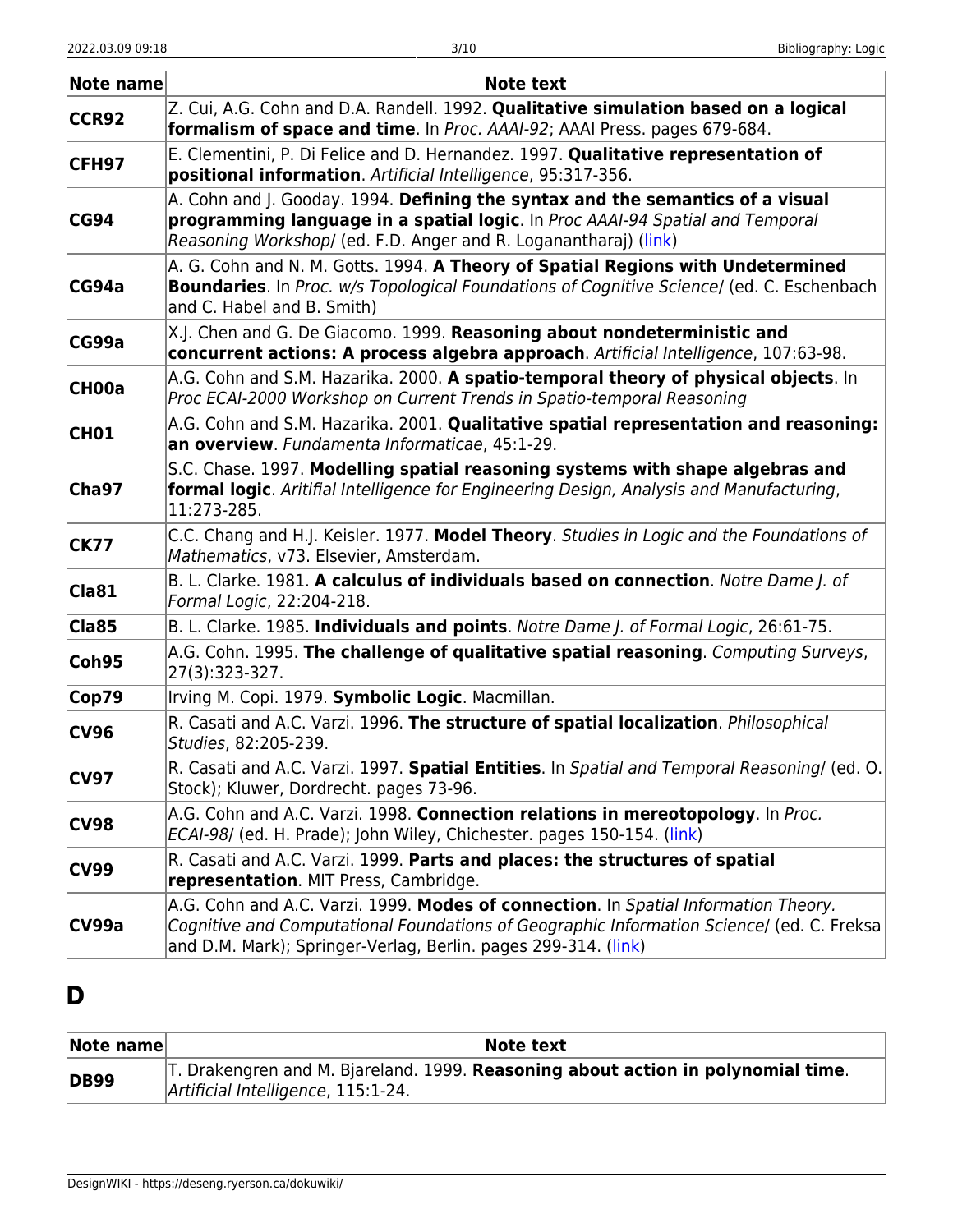| Note name | Note text |
| --- | --- |
| **CCR92** | Z. Cui, A.G. Cohn and D.A. Randell. 1992. **Qualitative simulation based on a logical formalism of space and time**. In *Proc. AAAI-92*; AAAI Press. pages 679-684. |
| **CFH97** | E. Clementini, P. Di Felice and D. Hernandez. 1997. **Qualitative representation of positional information**. *Artificial Intelligence*, 95:317-356. |
| **CG94** | A. Cohn and J. Gooday. 1994. **Defining the syntax and the semantics of a visual programming language in a spatial logic**. In *Proc AAAI-94 Spatial and Temporal Reasoning Workshop*/ (ed. F.D. Anger and R. Loganantharaj) (link) |
| **CG94a** | A. G. Cohn and N. M. Gotts. 1994. **A Theory of Spatial Regions with Undetermined Boundaries**. In *Proc. w/s Topological Foundations of Cognitive Science*/ (ed. C. Eschenbach and C. Habel and B. Smith) |
| **CG99a** | X.J. Chen and G. De Giacomo. 1999. **Reasoning about nondeterministic and concurrent actions: A process algebra approach**. *Artificial Intelligence*, 107:63-98. |
| **CH00a** | A.G. Cohn and S.M. Hazarika. 2000. **A spatio-temporal theory of physical objects**. In *Proc ECAI-2000 Workshop on Current Trends in Spatio-temporal Reasoning* |
| **CH01** | A.G. Cohn and S.M. Hazarika. 2001. **Qualitative spatial representation and reasoning: an overview**. *Fundamenta Informaticae*, 45:1-29. |
| **Cha97** | S.C. Chase. 1997. **Modelling spatial reasoning systems with shape algebras and formal logic**. *Aritifial Intelligence for Engineering Design, Analysis and Manufacturing*, 11:273-285. |
| **CK77** | C.C. Chang and H.J. Keisler. 1977. **Model Theory**. *Studies in Logic and the Foundations of Mathematics*, v73. Elsevier, Amsterdam. |
| **Cla81** | B. L. Clarke. 1981. **A calculus of individuals based on connection**. *Notre Dame J. of Formal Logic*, 22:204-218. |
| **Cla85** | B. L. Clarke. 1985. **Individuals and points**. *Notre Dame J. of Formal Logic*, 26:61-75. |
| **Coh95** | A.G. Cohn. 1995. **The challenge of qualitative spatial reasoning**. *Computing Surveys*, 27(3):323-327. |
| **Cop79** | Irving M. Copi. 1979. **Symbolic Logic**. Macmillan. |
| **CV96** | R. Casati and A.C. Varzi. 1996. **The structure of spatial localization**. *Philosophical Studies*, 82:205-239. |
| **CV97** | R. Casati and A.C. Varzi. 1997. **Spatial Entities**. In *Spatial and Temporal Reasoning*/ (ed. O. Stock); Kluwer, Dordrecht. pages 73-96. |
| **CV98** | A.G. Cohn and A.C. Varzi. 1998. **Connection relations in mereotopology**. In *Proc. ECAI-98*/ (ed. H. Prade); John Wiley, Chichester. pages 150-154. (link) |
| **CV99** | R. Casati and A.C. Varzi. 1999. **Parts and places: the structures of spatial representation**. MIT Press, Cambridge. |
| **CV99a** | A.G. Cohn and A.C. Varzi. 1999. **Modes of connection**. In *Spatial Information Theory. Cognitive and Computational Foundations of Geographic Information Science*/ (ed. C. Freksa and D.M. Mark); Springer-Verlag, Berlin. pages 299-314. (link) |

## D

| Note name | Note text |
| --- | --- |
| **DB99** | T. Drakengren and M. Bjareland. 1999. **Reasoning about action in polynomial time**. *Artificial Intelligence*, 115:1-24. |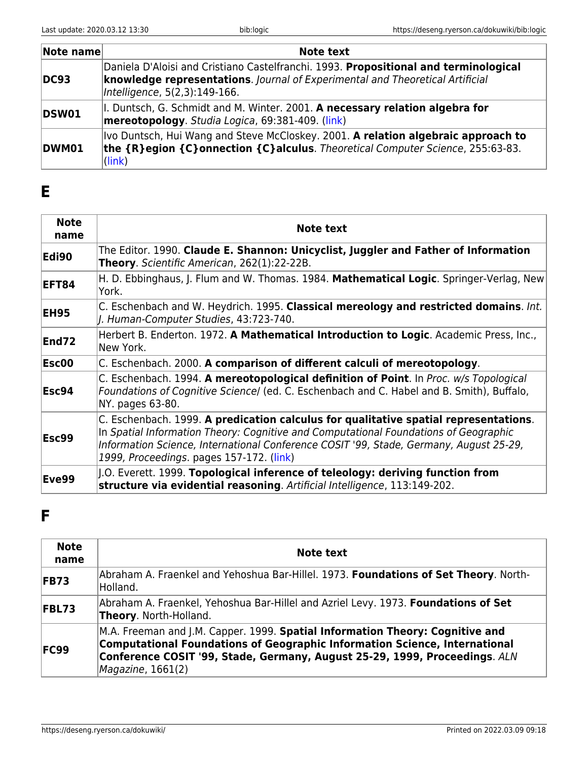| Note name | Note text |
| --- | --- |
| **DC93** | Daniela D'Aloisi and Cristiano Castelfranchi. 1993. **Propositional and terminological knowledge representations**. *Journal of Experimental and Theoretical Artificial Intelligence*, 5(2,3):149-166. |
| **DSW01** | I. Duntsch, G. Schmidt and M. Winter. 2001. **A necessary relation algebra for mereotopology**. *Studia Logica*, 69:381-409. (link) |
| **DWM01** | Ivo Duntsch, Hui Wang and Steve McCloskey. 2001. **A relation algebraic approach to the {R}egion {C}onnection {C}alculus**. *Theoretical Computer Science*, 255:63-83. (link) |

## E

| Note name | Note text |
| --- | --- |
| **Edi90** | The Editor. 1990. **Claude E. Shannon: Unicyclist, Juggler and Father of Information Theory**. *Scientific American*, 262(1):22-22B. |
| **EFT84** | H. D. Ebbinghaus, J. Flum and W. Thomas. 1984. **Mathematical Logic**. Springer-Verlag, New York. |
| **EH95** | C. Eschenbach and W. Heydrich. 1995. **Classical mereology and restricted domains**. *Int. J. Human-Computer Studies*, 43:723-740. |
| **End72** | Herbert B. Enderton. 1972. **A Mathematical Introduction to Logic**. Academic Press, Inc., New York. |
| **Esc00** | C. Eschenbach. 2000. **A comparison of different calculi of mereotopology**. |
| **Esc94** | C. Eschenbach. 1994. **A mereotopological definition of Point**. In *Proc. w/s Topological Foundations of Cognitive Science/* (ed. C. Eschenbach and C. Habel and B. Smith), Buffalo, NY. pages 63-80. |
| **Esc99** | C. Eschenbach. 1999. **A predication calculus for qualitative spatial representations**. In *Spatial Information Theory: Cognitive and Computational Foundations of Geographic Information Science, International Conference COSIT '99, Stade, Germany, August 25-29, 1999, Proceedings*. pages 157-172. (link) |
| **Eve99** | J.O. Everett. 1999. **Topological inference of teleology: deriving function from structure via evidential reasoning**. *Artificial Intelligence*, 113:149-202. |

## F

| Note name | Note text |
| --- | --- |
| **FB73** | Abraham A. Fraenkel and Yehoshua Bar-Hillel. 1973. **Foundations of Set Theory**. North-Holland. |
| **FBL73** | Abraham A. Fraenkel, Yehoshua Bar-Hillel and Azriel Levy. 1973. **Foundations of Set Theory**. North-Holland. |
| **FC99** | M.A. Freeman and J.M. Capper. 1999. **Spatial Information Theory: Cognitive and Computational Foundations of Geographic Information Science, International Conference COSIT '99, Stade, Germany, August 25-29, 1999, Proceedings**. *ALN Magazine*, 1661(2) |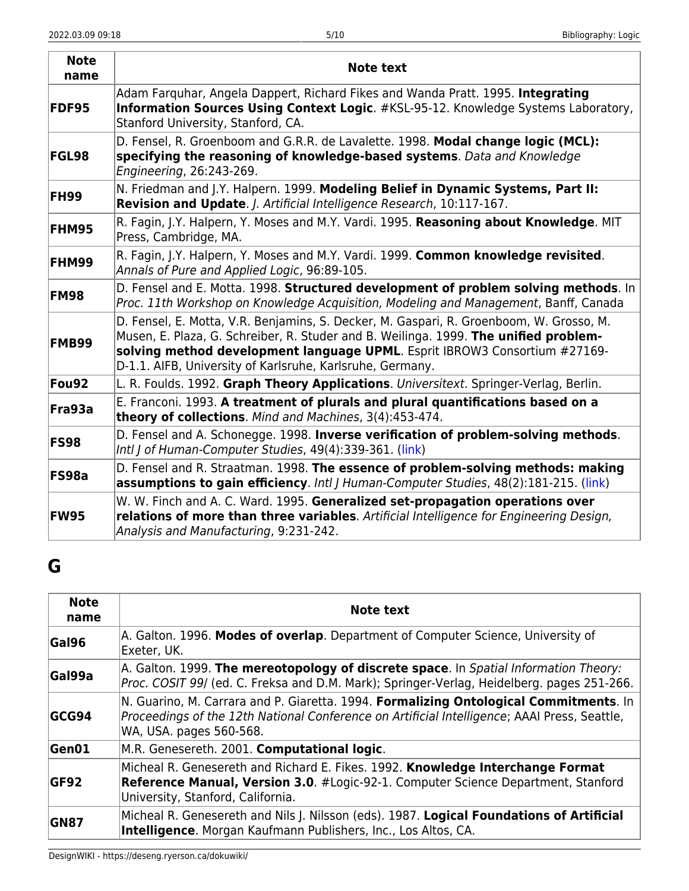| Note name | Note text |
|---|---|
| **FDF95** | Adam Farquhar, Angela Dappert, Richard Fikes and Wanda Pratt. 1995. **Integrating Information Sources Using Context Logic**. #KSL-95-12. Knowledge Systems Laboratory, Stanford University, Stanford, CA. |
| **FGL98** | D. Fensel, R. Groenboom and G.R.R. de Lavalette. 1998. **Modal change logic (MCL): specifying the reasoning of knowledge-based systems**. *Data and Knowledge Engineering*, 26:243-269. |
| **FH99** | N. Friedman and J.Y. Halpern. 1999. **Modeling Belief in Dynamic Systems, Part II: Revision and Update**. *J. Artificial Intelligence Research*, 10:117-167. |
| **FHM95** | R. Fagin, J.Y. Halpern, Y. Moses and M.Y. Vardi. 1995. **Reasoning about Knowledge**. MIT Press, Cambridge, MA. |
| **FHM99** | R. Fagin, J.Y. Halpern, Y. Moses and M.Y. Vardi. 1999. **Common knowledge revisited**. *Annals of Pure and Applied Logic*, 96:89-105. |
| **FM98** | D. Fensel and E. Motta. 1998. **Structured development of problem solving methods**. In *Proc. 11th Workshop on Knowledge Acquisition, Modeling and Management*, Banff, Canada |
| **FMB99** | D. Fensel, E. Motta, V.R. Benjamins, S. Decker, M. Gaspari, R. Groenboom, W. Grosso, M. Musen, E. Plaza, G. Schreiber, R. Studer and B. Weilinga. 1999. **The unified problem-solving method development language UPML**. Esprit IBROW3 Consortium #27169-D-1.1. AIFB, University of Karlsruhe, Karlsruhe, Germany. |
| **Fou92** | L. R. Foulds. 1992. **Graph Theory Applications**. *Universitext*. Springer-Verlag, Berlin. |
| **Fra93a** | E. Franconi. 1993. **A treatment of plurals and plural quantifications based on a theory of collections**. *Mind and Machines*, 3(4):453-474. |
| **FS98** | D. Fensel and A. Schonegge. 1998. **Inverse verification of problem-solving methods**. *Intl J of Human-Computer Studies*, 49(4):339-361. (link) |
| **FS98a** | D. Fensel and R. Straatman. 1998. **The essence of problem-solving methods: making assumptions to gain efficiency**. *Intl J Human-Computer Studies*, 48(2):181-215. (link) |
| **FW95** | W. W. Finch and A. C. Ward. 1995. **Generalized set-propagation operations over relations of more than three variables**. *Artificial Intelligence for Engineering Design, Analysis and Manufacturing*, 9:231-242. |

# G

| Note name | Note text |
|---|---|
| **Gal96** | A. Galton. 1996. **Modes of overlap**. Department of Computer Science, University of Exeter, UK. |
| **Gal99a** | A. Galton. 1999. **The mereotopology of discrete space**. In *Spatial Information Theory: Proc. COSIT 99/* (ed. C. Freksa and D.M. Mark); Springer-Verlag, Heidelberg. pages 251-266. |
| **GCG94** | N. Guarino, M. Carrara and P. Giaretta. 1994. **Formalizing Ontological Commitments**. In *Proceedings of the 12th National Conference on Artificial Intelligence*; AAAI Press, Seattle, WA, USA. pages 560-568. |
| **Gen01** | M.R. Genesereth. 2001. **Computational logic**. |
| **GF92** | Micheal R. Genesereth and Richard E. Fikes. 1992. **Knowledge Interchange Format Reference Manual, Version 3.0**. #Logic-92-1. Computer Science Department, Stanford University, Stanford, California. |
| **GN87** | Micheal R. Genesereth and Nils J. Nilsson (eds). 1987. **Logical Foundations of Artificial Intelligence**. Morgan Kaufmann Publishers, Inc., Los Altos, CA. |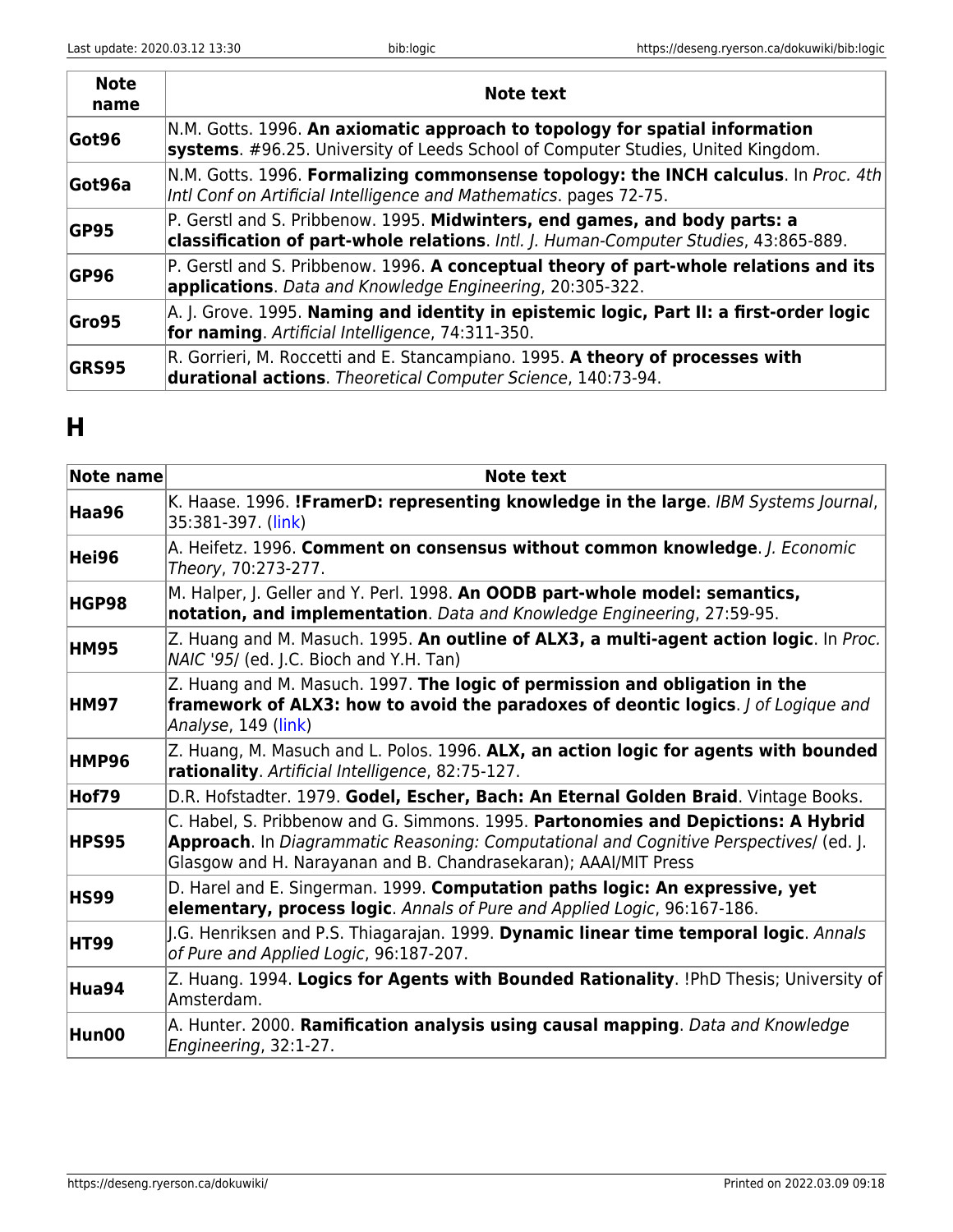| Note name | Note text |
| --- | --- |
| Got96 | N.M. Gotts. 1996. **An axiomatic approach to topology for spatial information systems**. #96.25. University of Leeds School of Computer Studies, United Kingdom. |
| Got96a | N.M. Gotts. 1996. **Formalizing commonsense topology: the INCH calculus**. In *Proc. 4th Intl Conf on Artificial Intelligence and Mathematics*. pages 72-75. |
| GP95 | P. Gerstl and S. Pribbenow. 1995. **Midwinters, end games, and body parts: a classification of part-whole relations**. *Intl. J. Human-Computer Studies*, 43:865-889. |
| GP96 | P. Gerstl and S. Pribbenow. 1996. **A conceptual theory of part-whole relations and its applications**. *Data and Knowledge Engineering*, 20:305-322. |
| Gro95 | A. J. Grove. 1995. **Naming and identity in epistemic logic, Part II: a first-order logic for naming**. *Artificial Intelligence*, 74:311-350. |
| GRS95 | R. Gorrieri, M. Roccetti and E. Stancampiano. 1995. **A theory of processes with durational actions**. *Theoretical Computer Science*, 140:73-94. |

# H

| Note name | Note text |
| --- | --- |
| Haa96 | K. Haase. 1996. **!FramerD: representing knowledge in the large**. *IBM Systems Journal*, 35:381-397. (link) |
| Hei96 | A. Heifetz. 1996. **Comment on consensus without common knowledge**. *J. Economic Theory*, 70:273-277. |
| HGP98 | M. Halper, J. Geller and Y. Perl. 1998. **An OODB part-whole model: semantics, notation, and implementation**. *Data and Knowledge Engineering*, 27:59-95. |
| HM95 | Z. Huang and M. Masuch. 1995. **An outline of ALX3, a multi-agent action logic**. In *Proc. NAIC '95*/ (ed. J.C. Bioch and Y.H. Tan) |
| HM97 | Z. Huang and M. Masuch. 1997. **The logic of permission and obligation in the framework of ALX3: how to avoid the paradoxes of deontic logics**. *J of Logique and Analyse*, 149 (link) |
| HMP96 | Z. Huang, M. Masuch and L. Polos. 1996. **ALX, an action logic for agents with bounded rationality**. *Artificial Intelligence*, 82:75-127. |
| Hof79 | D.R. Hofstadter. 1979. **Godel, Escher, Bach: An Eternal Golden Braid**. Vintage Books. |
| HPS95 | C. Habel, S. Pribbenow and G. Simmons. 1995. **Partonomies and Depictions: A Hybrid Approach**. In *Diagrammatic Reasoning: Computational and Cognitive Perspectives*/ (ed. J. Glasgow and H. Narayanan and B. Chandrasekaran); AAAI/MIT Press |
| HS99 | D. Harel and E. Singerman. 1999. **Computation paths logic: An expressive, yet elementary, process logic**. *Annals of Pure and Applied Logic*, 96:167-186. |
| HT99 | J.G. Henriksen and P.S. Thiagarajan. 1999. **Dynamic linear time temporal logic**. *Annals of Pure and Applied Logic*, 96:187-207. |
| Hua94 | Z. Huang. 1994. **Logics for Agents with Bounded Rationality**. !PhD Thesis; University of Amsterdam. |
| Hun00 | A. Hunter. 2000. **Ramification analysis using causal mapping**. *Data and Knowledge Engineering*, 32:1-27. |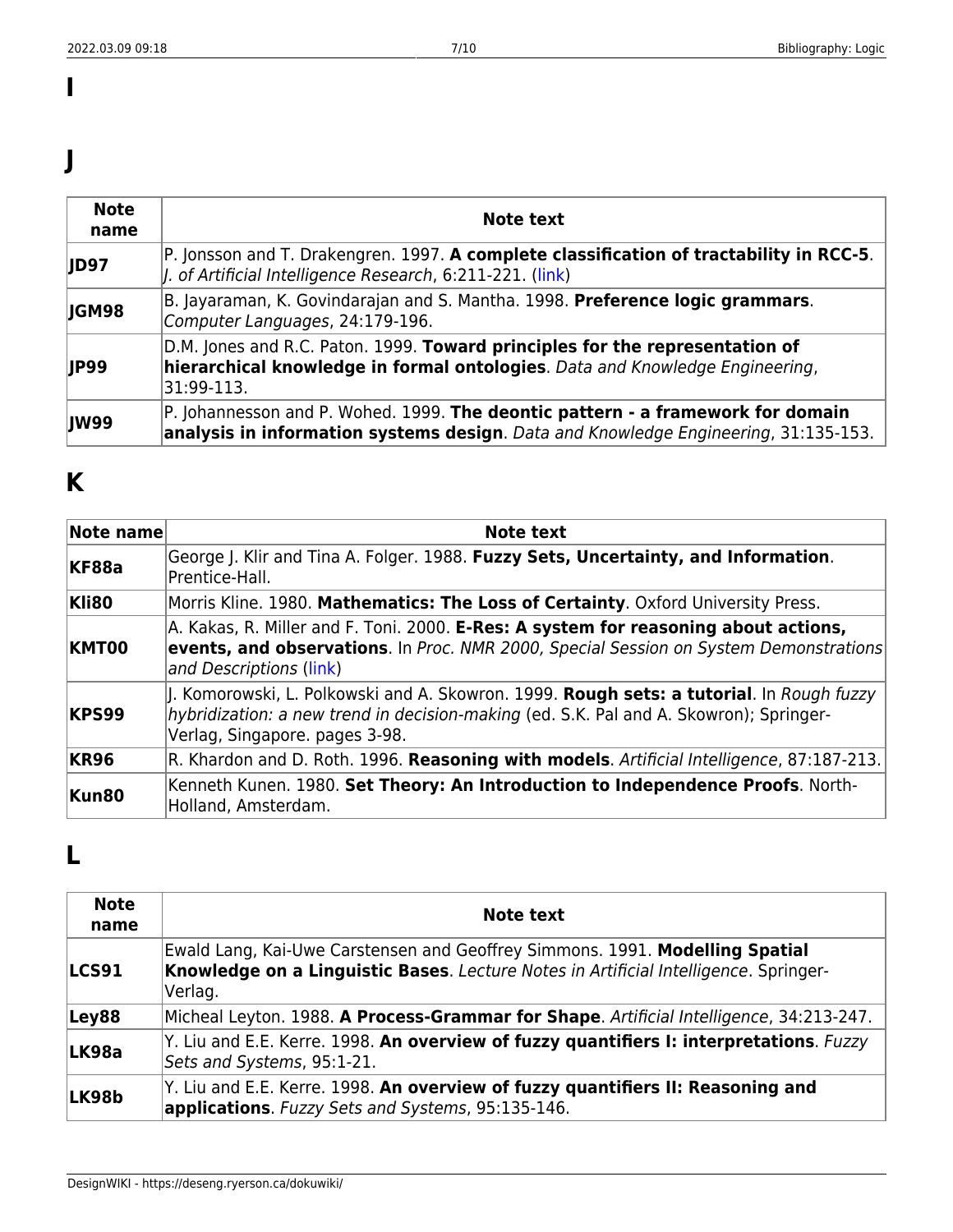## I

## J

| Note name | Note text |
|---|---|
| **JD97** | P. Jonsson and T. Drakengren. 1997. **A complete classification of tractability in RCC-5**. *J. of Artificial Intelligence Research*, 6:211-221. (link) |
| **JGM98** | B. Jayaraman, K. Govindarajan and S. Mantha. 1998. **Preference logic grammars**. *Computer Languages*, 24:179-196. |
| **JP99** | D.M. Jones and R.C. Paton. 1999. **Toward principles for the representation of hierarchical knowledge in formal ontologies**. *Data and Knowledge Engineering*, 31:99-113. |
| **JW99** | P. Johannesson and P. Wohed. 1999. **The deontic pattern - a framework for domain analysis in information systems design**. *Data and Knowledge Engineering*, 31:135-153. |

## K

| Note name | Note text |
|---|---|
| **KF88a** | George J. Klir and Tina A. Folger. 1988. **Fuzzy Sets, Uncertainty, and Information**. Prentice-Hall. |
| **Kli80** | Morris Kline. 1980. **Mathematics: The Loss of Certainty**. Oxford University Press. |
| **KMT00** | A. Kakas, R. Miller and F. Toni. 2000. **E-Res: A system for reasoning about actions, events, and observations**. In *Proc. NMR 2000, Special Session on System Demonstrations and Descriptions* (link) |
| **KPS99** | J. Komorowski, L. Polkowski and A. Skowron. 1999. **Rough sets: a tutorial**. In *Rough fuzzy hybridization: a new trend in decision-making* (ed. S.K. Pal and A. Skowron); Springer-Verlag, Singapore. pages 3-98. |
| **KR96** | R. Khardon and D. Roth. 1996. **Reasoning with models**. *Artificial Intelligence*, 87:187-213. |
| **Kun80** | Kenneth Kunen. 1980. **Set Theory: An Introduction to Independence Proofs**. North-Holland, Amsterdam. |

## L

| Note name | Note text |
|---|---|
| **LCS91** | Ewald Lang, Kai-Uwe Carstensen and Geoffrey Simmons. 1991. **Modelling Spatial Knowledge on a Linguistic Bases**. *Lecture Notes in Artificial Intelligence*. Springer-Verlag. |
| **Ley88** | Micheal Leyton. 1988. **A Process-Grammar for Shape**. *Artificial Intelligence*, 34:213-247. |
| **LK98a** | Y. Liu and E.E. Kerre. 1998. **An overview of fuzzy quantifiers I: interpretations**. *Fuzzy Sets and Systems*, 95:1-21. |
| **LK98b** | Y. Liu and E.E. Kerre. 1998. **An overview of fuzzy quantifiers II: Reasoning and applications**. *Fuzzy Sets and Systems*, 95:135-146. |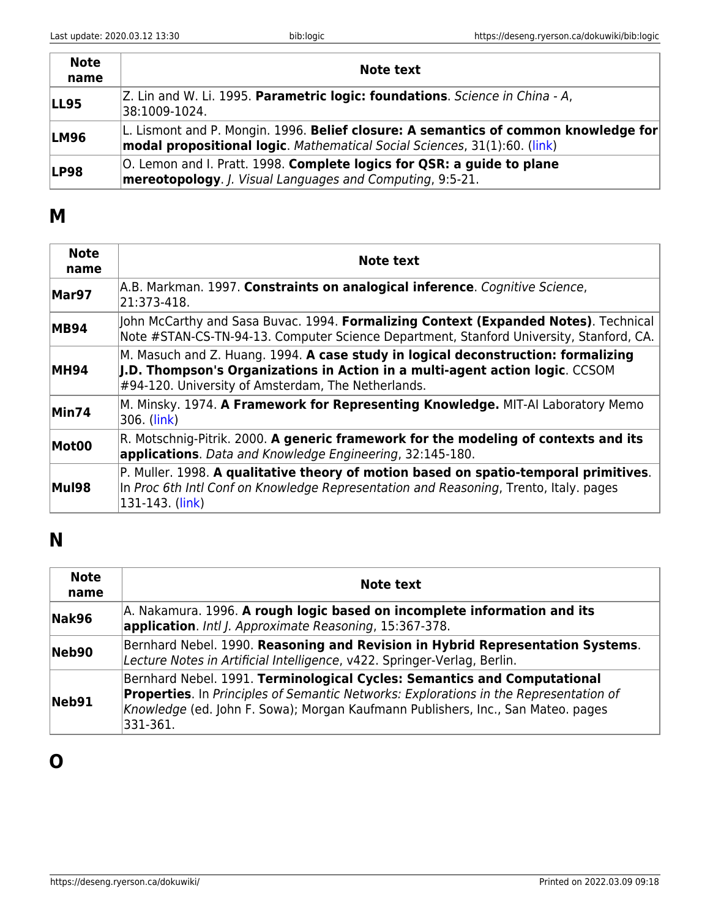| Note name | Note text |
|---|---|
| **LL95** | Z. Lin and W. Li. 1995. **Parametric logic: foundations**. *Science in China - A*, 38:1009-1024. |
| **LM96** | L. Lismont and P. Mongin. 1996. **Belief closure: A semantics of common knowledge for modal propositional logic**. *Mathematical Social Sciences*, 31(1):60. (link) |
| **LP98** | O. Lemon and I. Pratt. 1998. **Complete logics for QSR: a guide to plane mereotopology**. *J. Visual Languages and Computing*, 9:5-21. |

## M

| Note name | Note text |
|---|---|
| **Mar97** | A.B. Markman. 1997. **Constraints on analogical inference**. *Cognitive Science*, 21:373-418. |
| **MB94** | John McCarthy and Sasa Buvac. 1994. **Formalizing Context (Expanded Notes)**. Technical Note #STAN-CS-TN-94-13. Computer Science Department, Stanford University, Stanford, CA. |
| **MH94** | M. Masuch and Z. Huang. 1994. **A case study in logical deconstruction: formalizing J.D. Thompson's Organizations in Action in a multi-agent action logic**. CCSOM #94-120. University of Amsterdam, The Netherlands. |
| **Min74** | M. Minsky. 1974. **A Framework for Representing Knowledge.** MIT-AI Laboratory Memo 306. (link) |
| **Mot00** | R. Motschnig-Pitrik. 2000. **A generic framework for the modeling of contexts and its applications**. *Data and Knowledge Engineering*, 32:145-180. |
| **Mul98** | P. Muller. 1998. **A qualitative theory of motion based on spatio-temporal primitives**. In *Proc 6th Intl Conf on Knowledge Representation and Reasoning*, Trento, Italy. pages 131-143. (link) |

## N

| Note name | Note text |
|---|---|
| **Nak96** | A. Nakamura. 1996. **A rough logic based on incomplete information and its application**. *Intl J. Approximate Reasoning*, 15:367-378. |
| **Neb90** | Bernhard Nebel. 1990. **Reasoning and Revision in Hybrid Representation Systems**. *Lecture Notes in Artificial Intelligence*, v422. Springer-Verlag, Berlin. |
| **Neb91** | Bernhard Nebel. 1991. **Terminological Cycles: Semantics and Computational Properties**. In *Principles of Semantic Networks: Explorations in the Representation of Knowledge* (ed. John F. Sowa); Morgan Kaufmann Publishers, Inc., San Mateo. pages 331-361. |

## O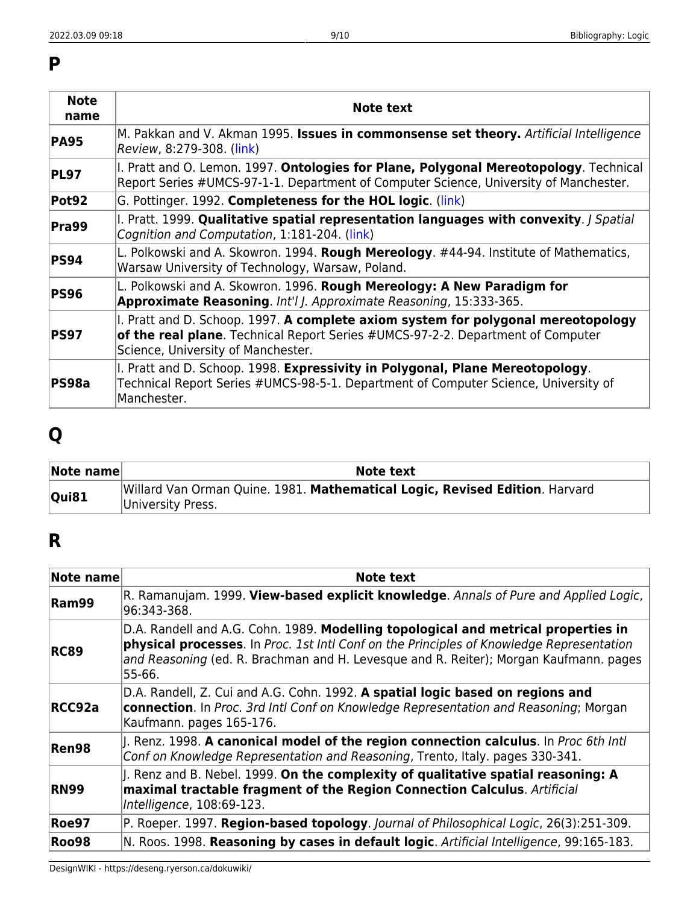## P

| Note name | Note text |
|---|---|
| **PA95** | M. Pakkan and V. Akman 1995. **Issues in commonsense set theory.** *Artificial Intelligence Review*, 8:279-308. (link) |
| **PL97** | I. Pratt and O. Lemon. 1997. **Ontologies for Plane, Polygonal Mereotopology**. Technical Report Series #UMCS-97-1-1. Department of Computer Science, University of Manchester. |
| **Pot92** | G. Pottinger. 1992. **Completeness for the HOL logic**. (link) |
| **Pra99** | I. Pratt. 1999. **Qualitative spatial representation languages with convexity**. *J Spatial Cognition and Computation*, 1:181-204. (link) |
| **PS94** | L. Polkowski and A. Skowron. 1994. **Rough Mereology**. #44-94. Institute of Mathematics, Warsaw University of Technology, Warsaw, Poland. |
| **PS96** | L. Polkowski and A. Skowron. 1996. **Rough Mereology: A New Paradigm for Approximate Reasoning**. *Int'l J. Approximate Reasoning*, 15:333-365. |
| **PS97** | I. Pratt and D. Schoop. 1997. **A complete axiom system for polygonal mereotopology of the real plane**. Technical Report Series #UMCS-97-2-2. Department of Computer Science, University of Manchester. |
| **PS98a** | I. Pratt and D. Schoop. 1998. **Expressivity in Polygonal, Plane Mereotopology**. Technical Report Series #UMCS-98-5-1. Department of Computer Science, University of Manchester. |

## Q

| Note name | Note text |
|---|---|
| **Qui81** | Willard Van Orman Quine. 1981. **Mathematical Logic, Revised Edition**. Harvard University Press. |

## R

| Note name | Note text |
|---|---|
| **Ram99** | R. Ramanujam. 1999. **View-based explicit knowledge**. *Annals of Pure and Applied Logic*, 96:343-368. |
| **RC89** | D.A. Randell and A.G. Cohn. 1989. **Modelling topological and metrical properties in physical processes**. In *Proc. 1st Intl Conf on the Principles of Knowledge Representation and Reasoning* (ed. R. Brachman and H. Levesque and R. Reiter); Morgan Kaufmann. pages 55-66. |
| **RCC92a** | D.A. Randell, Z. Cui and A.G. Cohn. 1992. **A spatial logic based on regions and connection**. In *Proc. 3rd Intl Conf on Knowledge Representation and Reasoning*; Morgan Kaufmann. pages 165-176. |
| **Ren98** | J. Renz. 1998. **A canonical model of the region connection calculus**. In *Proc 6th Intl Conf on Knowledge Representation and Reasoning*, Trento, Italy. pages 330-341. |
| **RN99** | J. Renz and B. Nebel. 1999. **On the complexity of qualitative spatial reasoning: A maximal tractable fragment of the Region Connection Calculus**. *Artificial Intelligence*, 108:69-123. |
| **Roe97** | P. Roeper. 1997. **Region-based topology**. *Journal of Philosophical Logic*, 26(3):251-309. |
| **Roo98** | N. Roos. 1998. **Reasoning by cases in default logic**. *Artificial Intelligence*, 99:165-183. |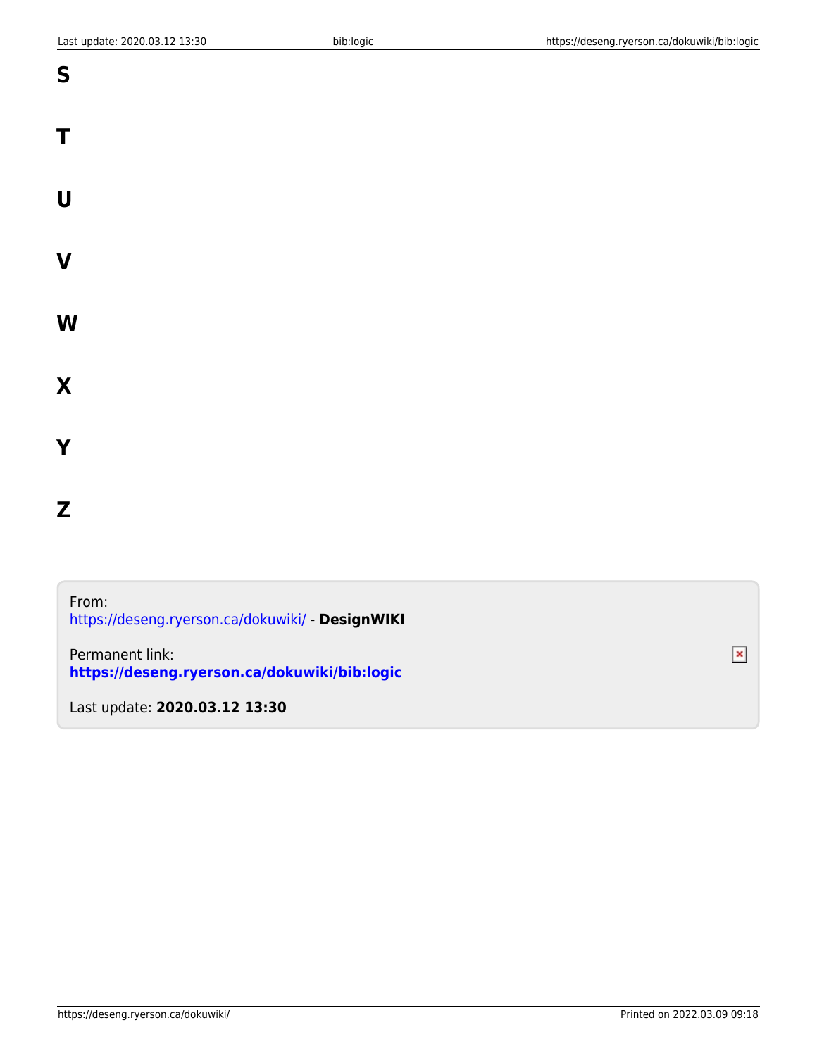## S

## T

## U

## V

## W

## X

## Y

## Z

From:
https://deseng.ryerson.ca/dokuwiki/ - **DesignWIKI**

Permanent link:
**https://deseng.ryerson.ca/dokuwiki/bib:logic**

Last update: **2020.03.12 13:30**